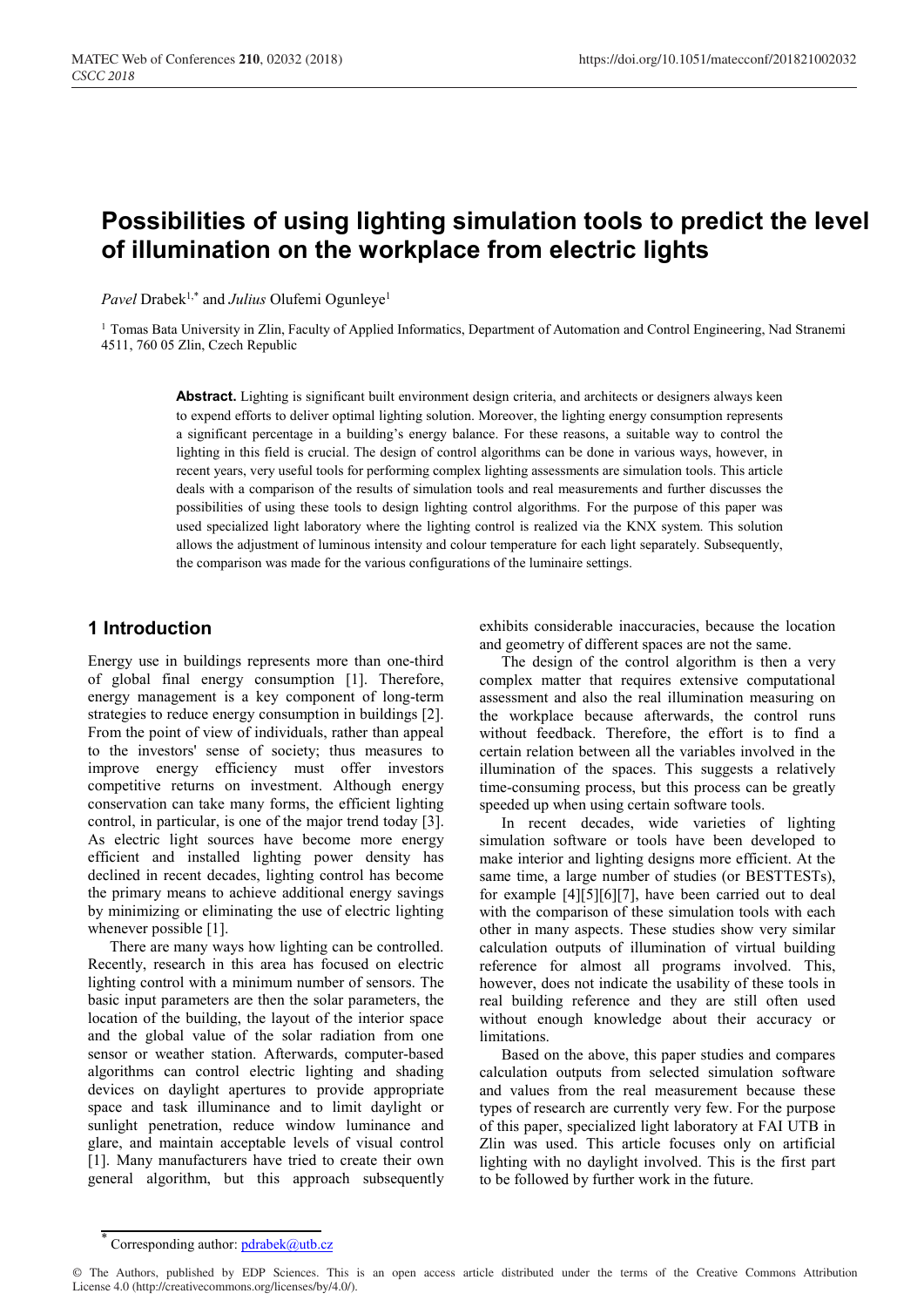# Possibilities of using lighting simulation tools to predict the level of illumination on the workplace from electric lights

*Pavel* Drabek[1,*] and *Julius* Olufemi Ogunleye[1]

[1] Tomas Bata University in Zlin, Faculty of Applied Informatics, Department of Automation and Control Engineering, Nad Stranemi 4511, 760 05 Zlin, Czech Republic

**Abstract.** Lighting is significant built environment design criteria, and architects or designers always keen to expend efforts to deliver optimal lighting solution. Moreover, the lighting energy consumption represents a significant percentage in a building's energy balance. For these reasons, a suitable way to control the lighting in this field is crucial. The design of control algorithms can be done in various ways, however, in recent years, very useful tools for performing complex lighting assessments are simulation tools. This article deals with a comparison of the results of simulation tools and real measurements and further discusses the possibilities of using these tools to design lighting control algorithms. For the purpose of this paper was used specialized light laboratory where the lighting control is realized via the KNX system. This solution allows the adjustment of luminous intensity and colour temperature for each light separately. Subsequently, the comparison was made for the various configurations of the luminaire settings.

## 1 Introduction

Energy use in buildings represents more than one-third of global final energy consumption [1]. Therefore, energy management is a key component of long-term strategies to reduce energy consumption in buildings [2]. From the point of view of individuals, rather than appeal to the investors' sense of society; thus measures to improve energy efficiency must offer investors competitive returns on investment. Although energy conservation can take many forms, the efficient lighting control, in particular, is one of the major trend today [3]. As electric light sources have become more energy efficient and installed lighting power density has declined in recent decades, lighting control has become the primary means to achieve additional energy savings by minimizing or eliminating the use of electric lighting whenever possible [1].

There are many ways how lighting can be controlled. Recently, research in this area has focused on electric lighting control with a minimum number of sensors. The basic input parameters are then the solar parameters, the location of the building, the layout of the interior space and the global value of the solar radiation from one sensor or weather station. Afterwards, computer-based algorithms can control electric lighting and shading devices on daylight apertures to provide appropriate space and task illuminance and to limit daylight or sunlight penetration, reduce window luminance and glare, and maintain acceptable levels of visual control [1]. Many manufacturers have tried to create their own general algorithm, but this approach subsequently exhibits considerable inaccuracies, because the location and geometry of different spaces are not the same.

The design of the control algorithm is then a very complex matter that requires extensive computational assessment and also the real illumination measuring on the workplace because afterwards, the control runs without feedback. Therefore, the effort is to find a certain relation between all the variables involved in the illumination of the spaces. This suggests a relatively time-consuming process, but this process can be greatly speeded up when using certain software tools.

In recent decades, wide varieties of lighting simulation software or tools have been developed to make interior and lighting designs more efficient. At the same time, a large number of studies (or BESTTESTs), for example [4][5][6][7], have been carried out to deal with the comparison of these simulation tools with each other in many aspects. These studies show very similar calculation outputs of illumination of virtual building reference for almost all programs involved. This, however, does not indicate the usability of these tools in real building reference and they are still often used without enough knowledge about their accuracy or limitations.

Based on the above, this paper studies and compares calculation outputs from selected simulation software and values from the real measurement because these types of research are currently very few. For the purpose of this paper, specialized light laboratory at FAI UTB in Zlin was used. This article focuses only on artificial lighting with no daylight involved. This is the first part to be followed by further work in the future.

* Corresponding author: pdrabek@utb.cz

© The Authors, published by EDP Sciences. This is an open access article distributed under the terms of the Creative Commons Attribution License 4.0 (http://creativecommons.org/licenses/by/4.0/).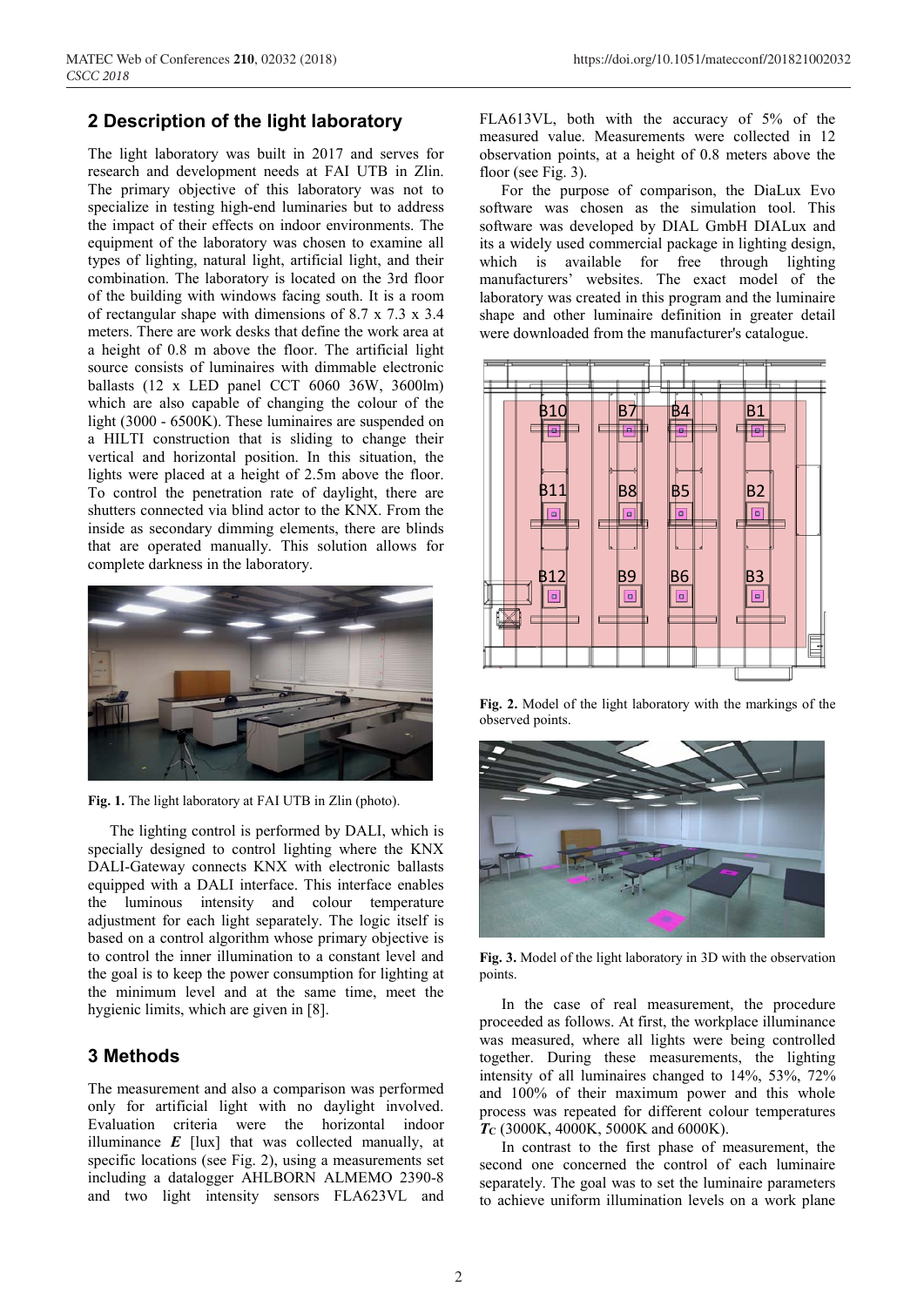## 2 Description of the light laboratory

The light laboratory was built in 2017 and serves for research and development needs at FAI UTB in Zlin. The primary objective of this laboratory was not to specialize in testing high-end luminaries but to address the impact of their effects on indoor environments. The equipment of the laboratory was chosen to examine all types of lighting, natural light, artificial light, and their combination. The laboratory is located on the 3rd floor of the building with windows facing south. It is a room of rectangular shape with dimensions of 8.7 x 7.3 x 3.4 meters. There are work desks that define the work area at a height of 0.8 m above the floor. The artificial light source consists of luminaires with dimmable electronic ballasts (12 x LED panel CCT 6060 36W, 3600lm) which are also capable of changing the colour of the light (3000 - 6500K). These luminaires are suspended on a HILTI construction that is sliding to change their vertical and horizontal position. In this situation, the lights were placed at a height of 2.5m above the floor. To control the penetration rate of daylight, there are shutters connected via blind actor to the KNX. From the inside as secondary dimming elements, there are blinds that are operated manually. This solution allows for complete darkness in the laboratory.

**Fig. 1.** The light laboratory at FAI UTB in Zlin (photo).

The lighting control is performed by DALI, which is specially designed to control lighting where the KNX DALI-Gateway connects KNX with electronic ballasts equipped with a DALI interface. This interface enables the luminous intensity and colour temperature adjustment for each light separately. The logic itself is based on a control algorithm whose primary objective is to control the inner illumination to a constant level and the goal is to keep the power consumption for lighting at the minimum level and at the same time, meet the hygienic limits, which are given in [8].

## 3 Methods

The measurement and also a comparison was performed only for artificial light with no daylight involved. Evaluation criteria were the horizontal indoor illuminance $\boldsymbol{E}$ [lux] that was collected manually, at specific locations (see Fig. 2), using a measurements set including a datalogger AHLBORN ALMEMO 2390-8 and two light intensity sensors FLA623VL and FLA613VL, both with the accuracy of 5% of the measured value. Measurements were collected in 12 observation points, at a height of 0.8 meters above the floor (see Fig. 3).

For the purpose of comparison, the DiaLux Evo software was chosen as the simulation tool. This software was developed by DIAL GmbH DIALux and its a widely used commercial package in lighting design, which is available for free through lighting manufacturers' websites. The exact model of the laboratory was created in this program and the luminaire shape and other luminaire definition in greater detail were downloaded from the manufacturer's catalogue.

**Fig. 2.** Model of the light laboratory with the markings of the observed points.

**Fig. 3.** Model of the light laboratory in 3D with the observation points.

In the case of real measurement, the procedure proceeded as follows. At first, the workplace illuminance was measured, where all lights were being controlled together. During these measurements, the lighting intensity of all luminaires changed to 14%, 53%, 72% and 100% of their maximum power and this whole process was repeated for different colour temperatures $\boldsymbol{T_C}$ (3000K, 4000K, 5000K and 6000K).

In contrast to the first phase of measurement, the second one concerned the control of each luminaire separately. The goal was to set the luminaire parameters to achieve uniform illumination levels on a work plane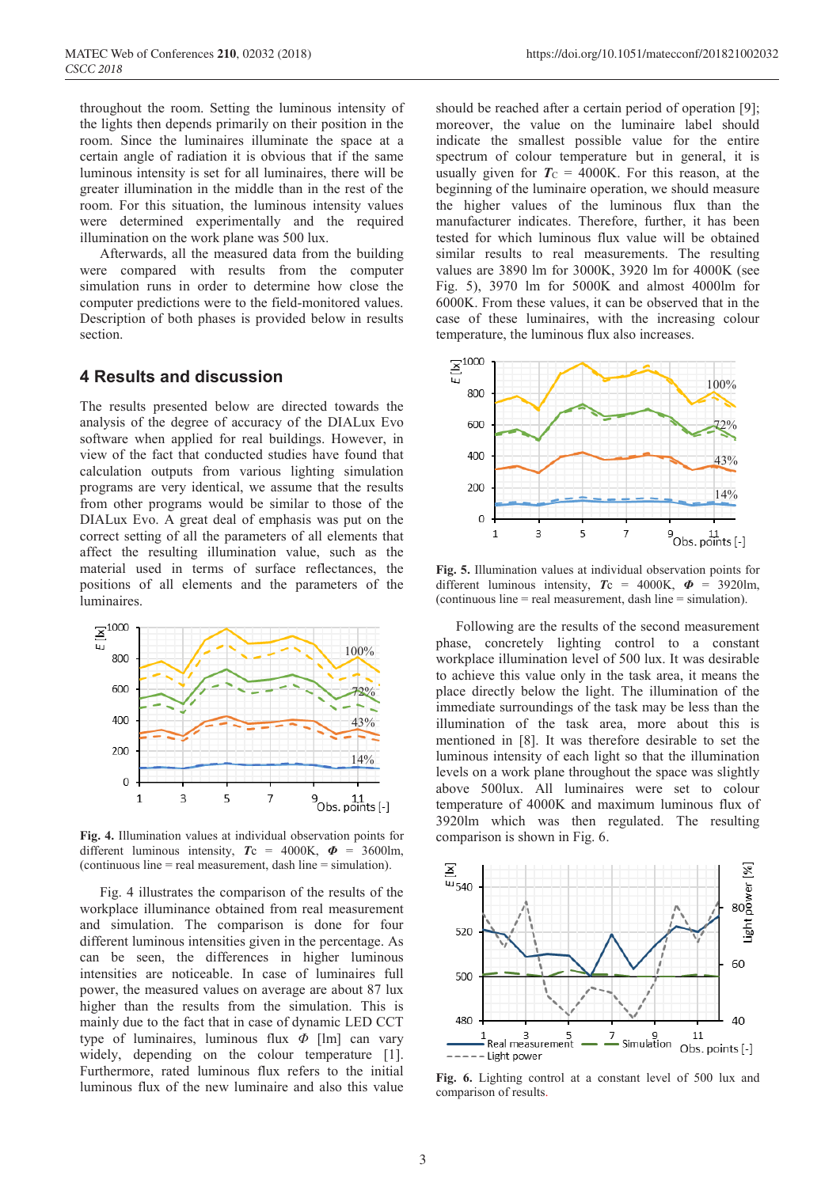throughout the room. Setting the luminous intensity of the lights then depends primarily on their position in the room. Since the luminaires illuminate the space at a certain angle of radiation it is obvious that if the same luminous intensity is set for all luminaires, there will be greater illumination in the middle than in the rest of the room. For this situation, the luminous intensity values were determined experimentally and the required illumination on the work plane was 500 lux.

Afterwards, all the measured data from the building were compared with results from the computer simulation runs in order to determine how close the computer predictions were to the field-monitored values. Description of both phases is provided below in results section.

## 4 Results and discussion

The results presented below are directed towards the analysis of the degree of accuracy of the DIALux Evo software when applied for real buildings. However, in view of the fact that conducted studies have found that calculation outputs from various lighting simulation programs are very identical, we assume that the results from other programs would be similar to those of the DIALux Evo. A great deal of emphasis was put on the correct setting of all the parameters of all elements that affect the resulting illumination value, such as the material used in terms of surface reflectances, the positions of all elements and the parameters of the luminaires.

**Fig. 4.** Illumination values at individual observation points for different luminous intensity, $T_C$ = 4000K, $\Phi$ = 3600lm, (continuous line = real measurement, dash line = simulation).

Fig. 4 illustrates the comparison of the results of the workplace illuminance obtained from real measurement and simulation. The comparison is done for four different luminous intensities given in the percentage. As can be seen, the differences in higher luminous intensities are noticeable. In case of luminaires full power, the measured values on average are about 87 lux higher than the results from the simulation. This is mainly due to the fact that in case of dynamic LED CCT type of luminaires, luminous flux $\Phi$ [lm] can vary widely, depending on the colour temperature [1]. Furthermore, rated luminous flux refers to the initial luminous flux of the new luminaire and also this value should be reached after a certain period of operation [9]; moreover, the value on the luminaire label should indicate the smallest possible value for the entire spectrum of colour temperature but in general, it is usually given for $T_C$ = 4000K. For this reason, at the beginning of the luminaire operation, we should measure the higher values of the luminous flux than the manufacturer indicates. Therefore, further, it has been tested for which luminous flux value will be obtained similar results to real measurements. The resulting values are 3890 lm for 3000K, 3920 lm for 4000K (see Fig. 5), 3970 lm for 5000K and almost 4000lm for 6000K. From these values, it can be observed that in the case of these luminaires, with the increasing colour temperature, the luminous flux also increases.

**Fig. 5.** Illumination values at individual observation points for different luminous intensity, $T_C$ = 4000K, $\Phi$ = 3920lm, (continuous line = real measurement, dash line = simulation).

Following are the results of the second measurement phase, concretely lighting control to a constant workplace illumination level of 500 lux. It was desirable to achieve this value only in the task area, it means the place directly below the light. The illumination of the immediate surroundings of the task may be less than the illumination of the task area, more about this is mentioned in [8]. It was therefore desirable to set the luminous intensity of each light so that the illumination levels on a work plane throughout the space was slightly above 500lux. All luminaires were set to colour temperature of 4000K and maximum luminous flux of 3920lm which was then regulated. The resulting comparison is shown in Fig. 6.

**Fig. 6.** Lighting control at a constant level of 500 lux and comparison of results.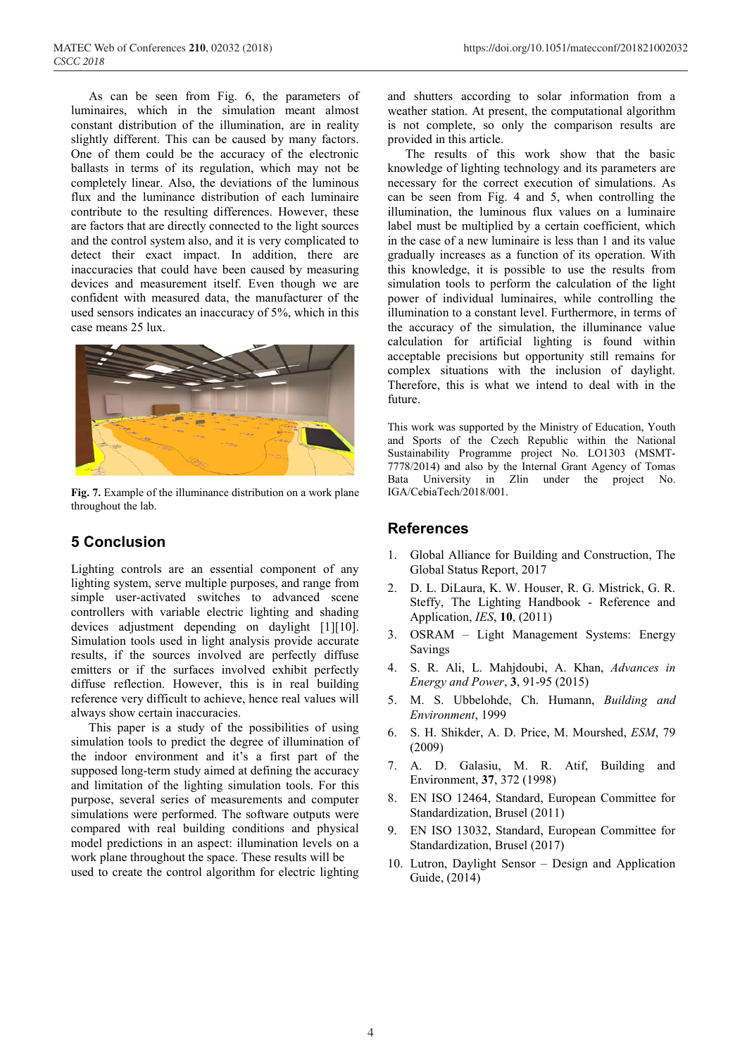As can be seen from Fig. 6, the parameters of luminaires, which in the simulation meant almost constant distribution of the illumination, are in reality slightly different. This can be caused by many factors. One of them could be the accuracy of the electronic ballasts in terms of its regulation, which may not be completely linear. Also, the deviations of the luminous flux and the luminance distribution of each luminaire contribute to the resulting differences. However, these are factors that are directly connected to the light sources and the control system also, and it is very complicated to detect their exact impact. In addition, there are inaccuracies that could have been caused by measuring devices and measurement itself. Even though we are confident with measured data, the manufacturer of the used sensors indicates an inaccuracy of 5%, which in this case means 25 lux.

**Fig. 7.** Example of the illuminance distribution on a work plane throughout the lab.

## 5 Conclusion

Lighting controls are an essential component of any lighting system, serve multiple purposes, and range from simple user-activated switches to advanced scene controllers with variable electric lighting and shading devices adjustment depending on daylight [1][10]. Simulation tools used in light analysis provide accurate results, if the sources involved are perfectly diffuse emitters or if the surfaces involved exhibit perfectly diffuse reflection. However, this is in real building reference very difficult to achieve, hence real values will always show certain inaccuracies.

This paper is a study of the possibilities of using simulation tools to predict the degree of illumination of the indoor environment and it's a first part of the supposed long-term study aimed at defining the accuracy and limitation of the lighting simulation tools. For this purpose, several series of measurements and computer simulations were performed. The software outputs were compared with real building conditions and physical model predictions in an aspect: illumination levels on a work plane throughout the space. These results will be used to create the control algorithm for electric lighting and shutters according to solar information from a weather station. At present, the computational algorithm is not complete, so only the comparison results are provided in this article.

The results of this work show that the basic knowledge of lighting technology and its parameters are necessary for the correct execution of simulations. As can be seen from Fig. 4 and 5, when controlling the illumination, the luminous flux values on a luminaire label must be multiplied by a certain coefficient, which in the case of a new luminaire is less than 1 and its value gradually increases as a function of its operation. With this knowledge, it is possible to use the results from simulation tools to perform the calculation of the light power of individual luminaires, while controlling the illumination to a constant level. Furthermore, in terms of the accuracy of the simulation, the illuminance value calculation for artificial lighting is found within acceptable precisions but opportunity still remains for complex situations with the inclusion of daylight. Therefore, this is what we intend to deal with in the future.

This work was supported by the Ministry of Education, Youth and Sports of the Czech Republic within the National Sustainability Programme project No. LO1303 (MSMT-7778/2014) and also by the Internal Grant Agency of Tomas Bata University in Zlin under the project No. IGA/CebiaTech/2018/001.

## References

1. Global Alliance for Building and Construction, The Global Status Report, 2017
2. D. L. DiLaura, K. W. Houser, R. G. Mistrick, G. R. Steffy, The Lighting Handbook - Reference and Application, *IES*, **10**, (2011)
3. OSRAM – Light Management Systems: Energy Savings
4. S. R. Ali, L. Mahjdoubi, A. Khan, *Advances in Energy and Power*, **3**, 91-95 (2015)
5. M. S. Ubbelohde, Ch. Humann, *Building and Environment*, 1999
6. S. H. Shikder, A. D. Price, M. Mourshed, *ESM*, 79 (2009)
7. A. D. Galasiu, M. R. Atif, Building and Environment, **37**, 372 (1998)
8. EN ISO 12464, Standard, European Committee for Standardization, Brusel (2011)
9. EN ISO 13032, Standard, European Committee for Standardization, Brusel (2017)
10. Lutron, Daylight Sensor – Design and Application Guide, (2014)